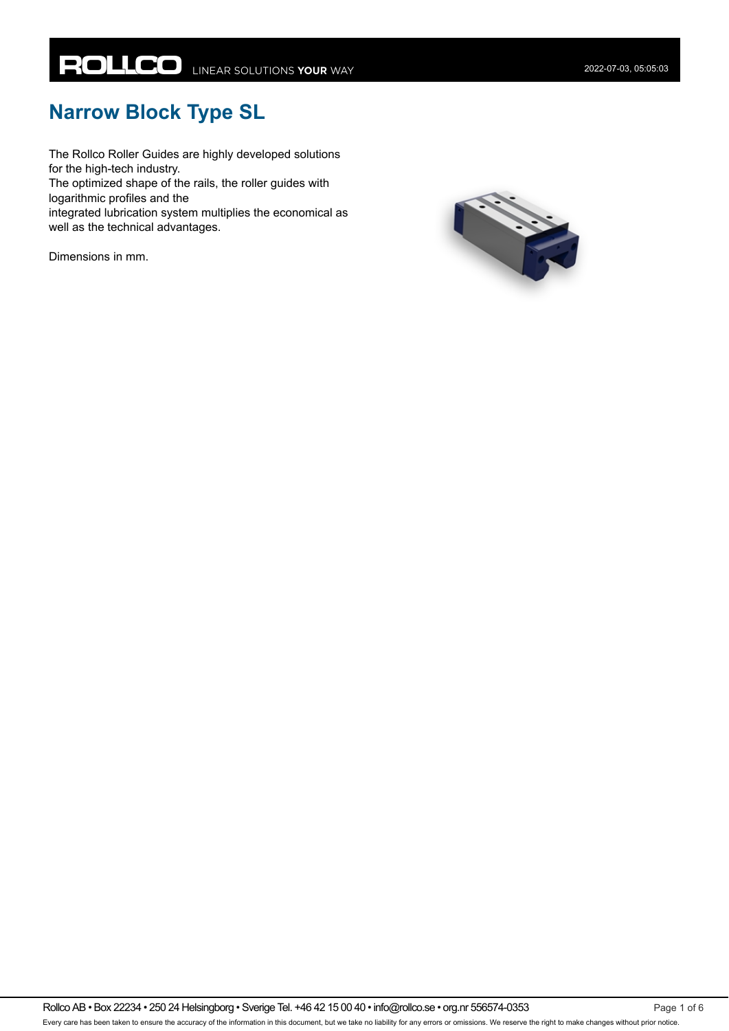# Narrow Block Type SL

The Rollco Roller Guides are highly developed solutions for the high-tech industry.
The optimized shape of the rails, the roller guides with logarithmic profiles and the
integrated lubrication system multiplies the economical as well as the technical advantages.

Dimensions in mm.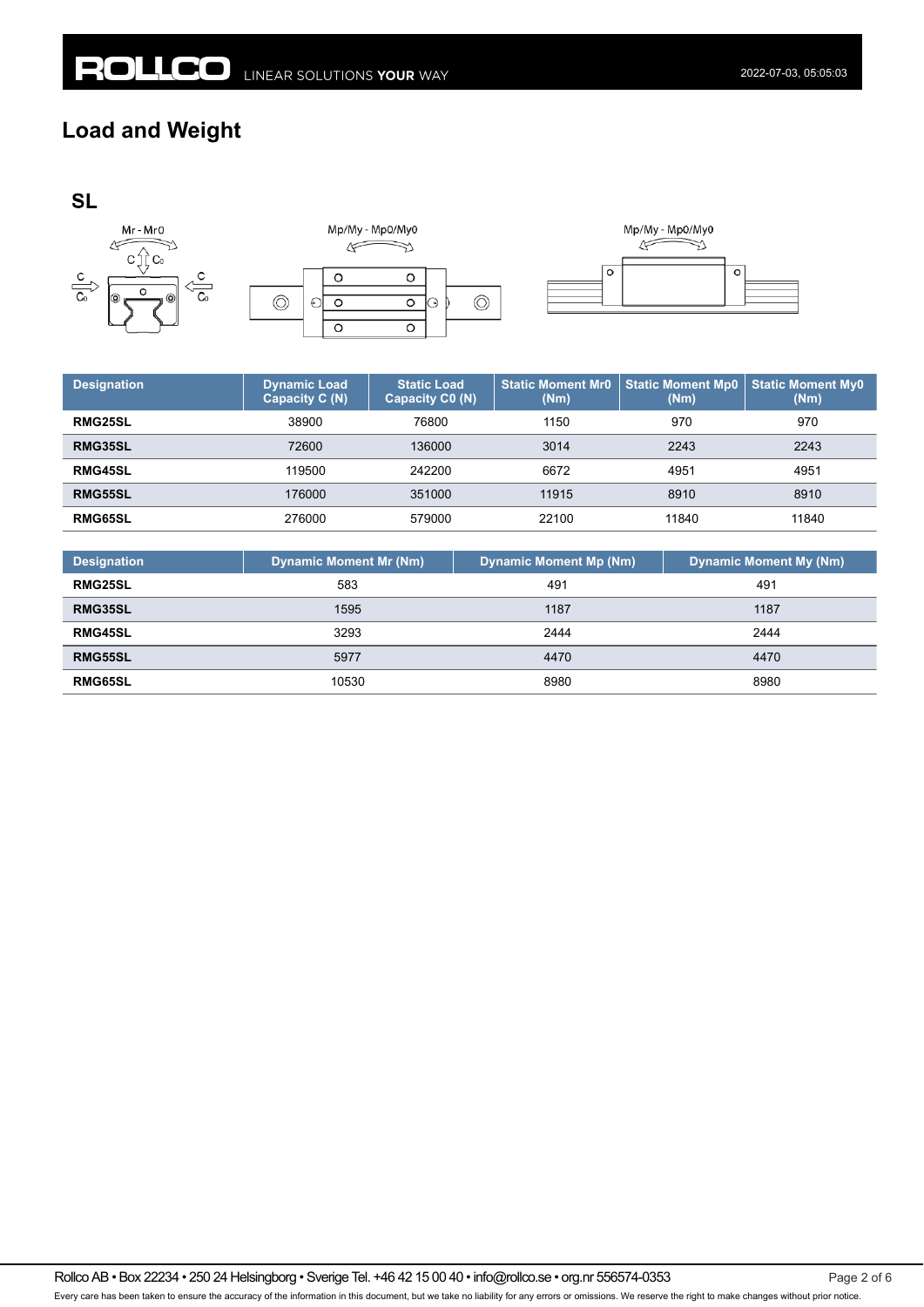# Load and Weight

## SL

| Designation | Dynamic Load Capacity C (N) | Static Load Capacity C0 (N) | Static Moment Mr0 (Nm) | Static Moment Mp0 (Nm) | Static Moment My0 (Nm) |
|---|---|---|---|---|---|
| **RMG25SL** | 38900 | 76800 | 1150 | 970 | 970 |
| **RMG35SL** | 72600 | 136000 | 3014 | 2243 | 2243 |
| **RMG45SL** | 119500 | 242200 | 6672 | 4951 | 4951 |
| **RMG55SL** | 176000 | 351000 | 11915 | 8910 | 8910 |
| **RMG65SL** | 276000 | 579000 | 22100 | 11840 | 11840 |

| Designation | Dynamic Moment Mr (Nm) | Dynamic Moment Mp (Nm) | Dynamic Moment My (Nm) |
|---|---|---|---|
| **RMG25SL** | 583 | 491 | 491 |
| **RMG35SL** | 1595 | 1187 | 1187 |
| **RMG45SL** | 3293 | 2444 | 2444 |
| **RMG55SL** | 5977 | 4470 | 4470 |
| **RMG65SL** | 10530 | 8980 | 8980 |

Rollco AB • Box 22234 • 250 24 Helsingborg • Sverige Tel. +46 42 15 00 40 • info@rollco.se • org.nr 556574-0353

Every care has been taken to ensure the accuracy of the information in this document, but we take no liability for any errors or omissions. We reserve the right to make changes without prior notice.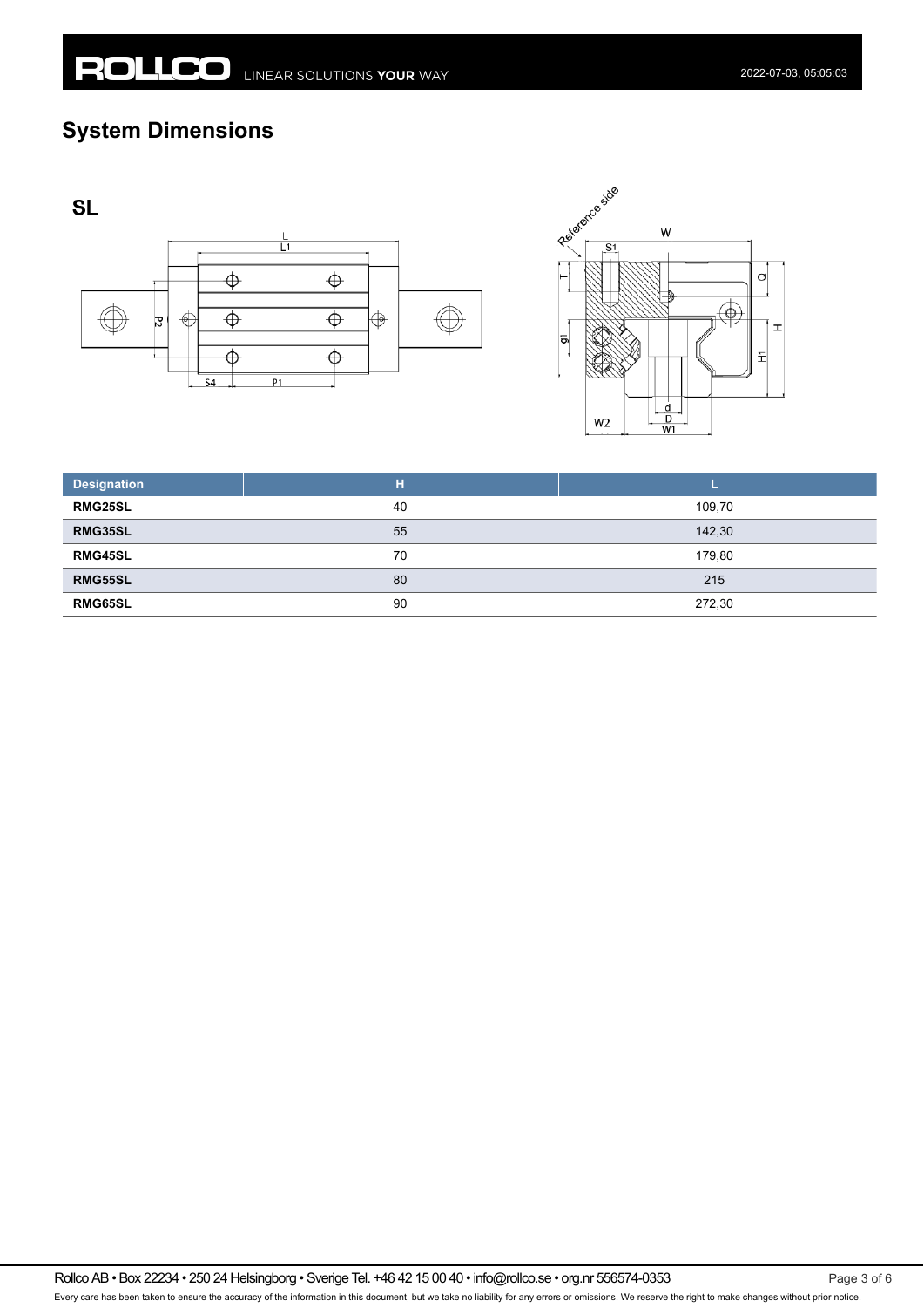# System Dimensions

## SL

| Designation | H | L |
|---|---|---|
| **RMG25SL** | 40 | 109,70 |
| **RMG35SL** | 55 | 142,30 |
| **RMG45SL** | 70 | 179,80 |
| **RMG55SL** | 80 | 215 |
| **RMG65SL** | 90 | 272,30 |

Rollco AB • Box 22234 • 250 24 Helsingborg • Sverige Tel. +46 42 15 00 40 • info@rollco.se • org.nr 556574-0353

Every care has been taken to ensure the accuracy of the information in this document, but we take no liability for any errors or omissions. We reserve the right to make changes without prior notice.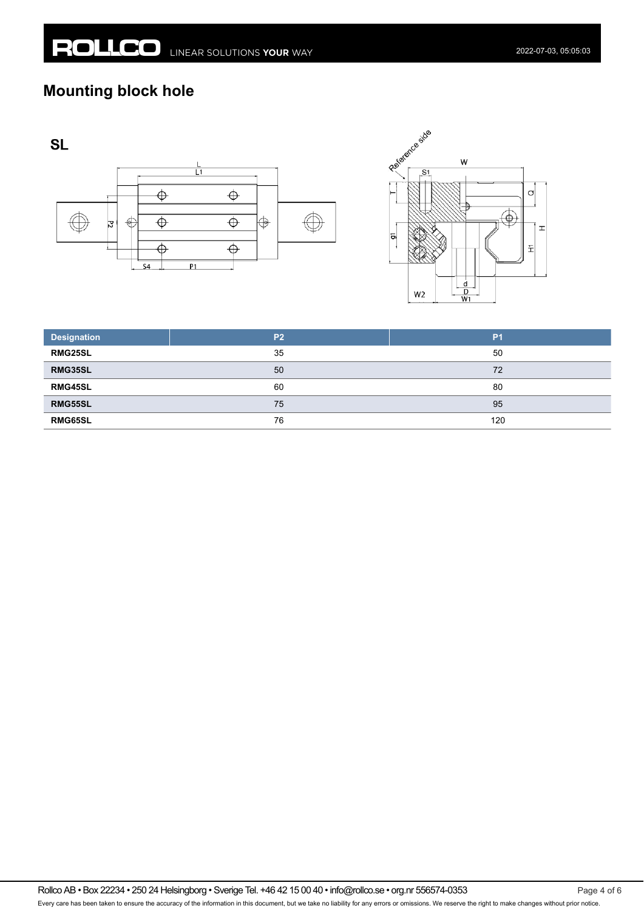# Mounting block hole

## SL

| Designation | P2 | P1 |
|---|---|---|
| RMG25SL | 35 | 50 |
| RMG35SL | 50 | 72 |
| RMG45SL | 60 | 80 |
| RMG55SL | 75 | 95 |
| RMG65SL | 76 | 120 |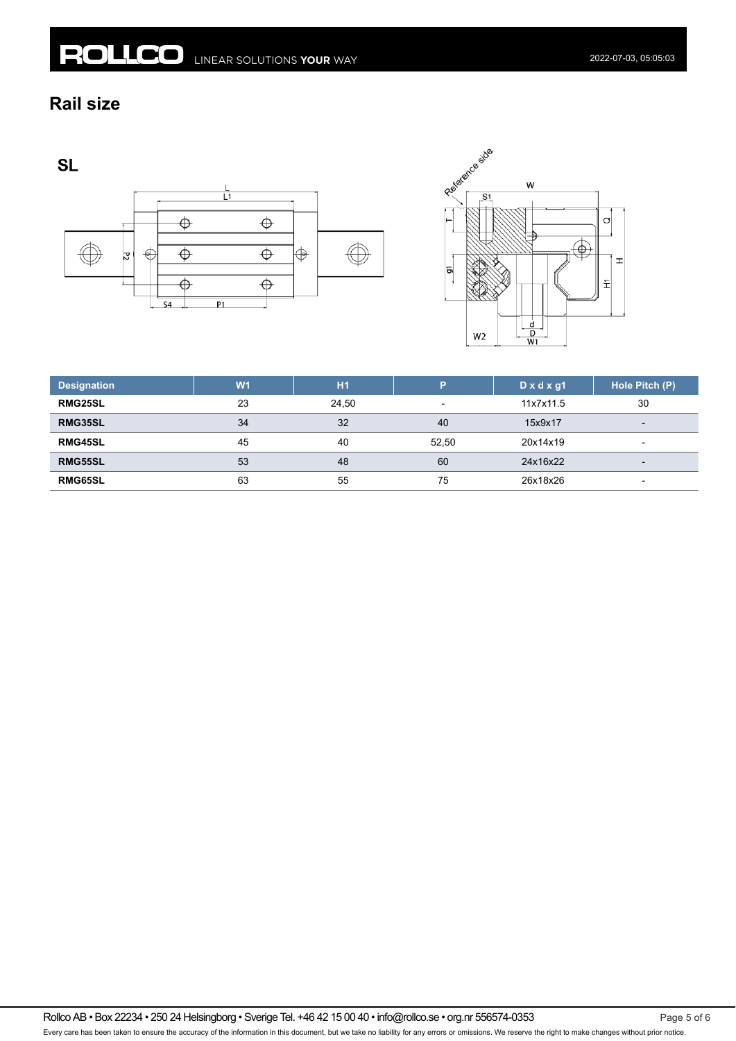## Rail size

### SL

| Designation | W1 | H1 | P | D x d x g1 | Hole Pitch (P) |
|---|---|---|---|---|---|
| **RMG25SL** | 23 | 24,50 | - | 11x7x11.5 | 30 |
| **RMG35SL** | 34 | 32 | 40 | 15x9x17 | - |
| **RMG45SL** | 45 | 40 | 52,50 | 20x14x19 | - |
| **RMG55SL** | 53 | 48 | 60 | 24x16x22 | - |
| **RMG65SL** | 63 | 55 | 75 | 26x18x26 | - |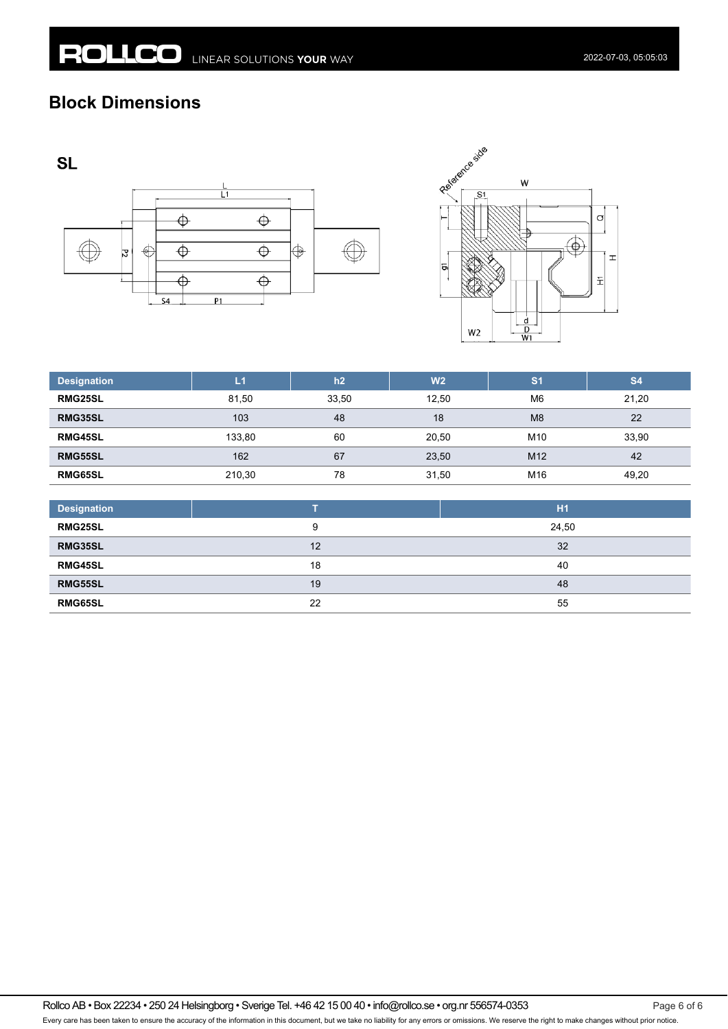# Block Dimensions

## SL

| Designation | L1 | h2 | W2 | S1 | S4 |
|---|---|---|---|---|---|
| **RMG25SL** | 81,50 | 33,50 | 12,50 | M6 | 21,20 |
| **RMG35SL** | 103 | 48 | 18 | M8 | 22 |
| **RMG45SL** | 133,80 | 60 | 20,50 | M10 | 33,90 |
| **RMG55SL** | 162 | 67 | 23,50 | M12 | 42 |
| **RMG65SL** | 210,30 | 78 | 31,50 | M16 | 49,20 |

| Designation | T | H1 |
|---|---|---|
| **RMG25SL** | 9 | 24,50 |
| **RMG35SL** | 12 | 32 |
| **RMG45SL** | 18 | 40 |
| **RMG55SL** | 19 | 48 |
| **RMG65SL** | 22 | 55 |